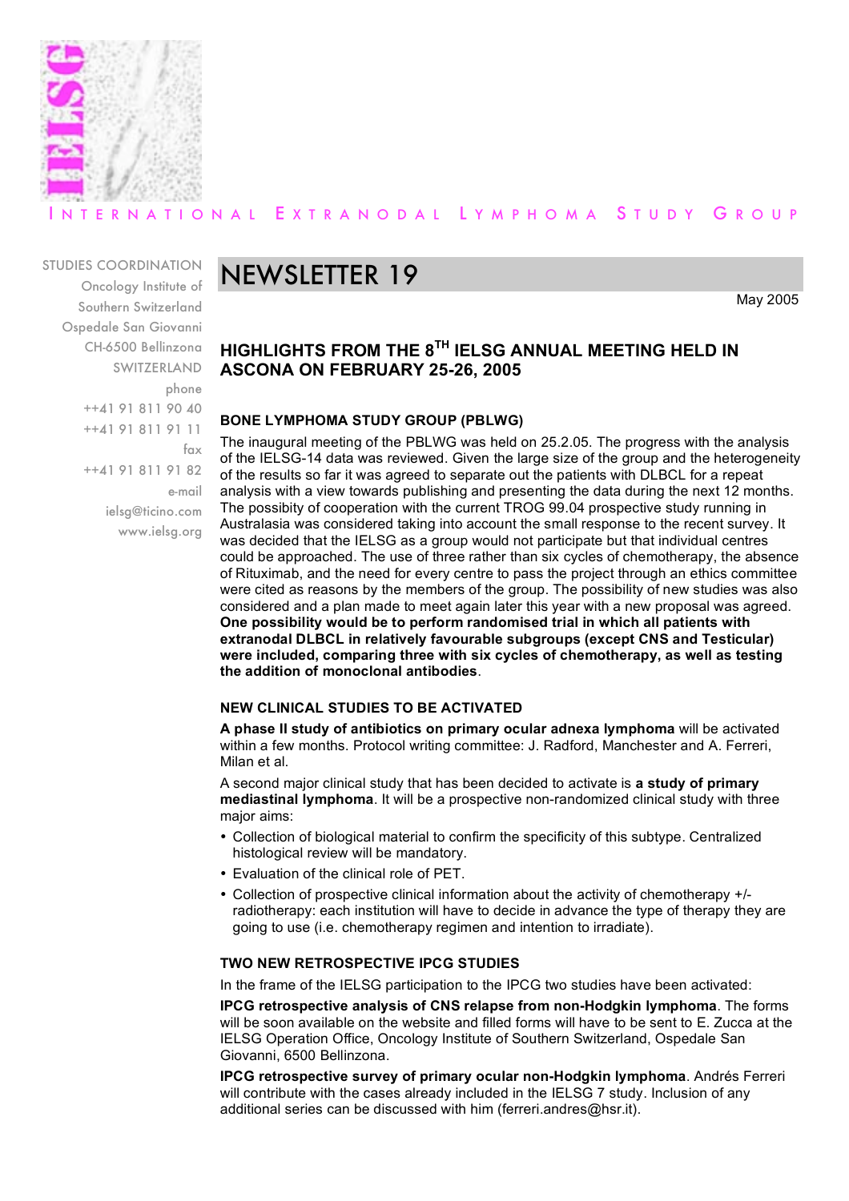INTERNATIONAL EXTRANODAL LYMPHOMA STUDY GROUP

STUDIES COORDINATION
Oncology Institute of
Southern Switzerland
Ospedale San Giovanni
CH-6500 Bellinzona
SWITZERLAND
phone
++41 91 811 90 40
++41 91 811 91 11
fax
++41 91 811 91 82
e-mail
ielsg@ticino.com
www.ielsg.org

# NEWSLETTER 19

May 2005

## HIGHLIGHTS FROM THE 8TH IELSG ANNUAL MEETING HELD IN ASCONA ON FEBRUARY 25-26, 2005

### BONE LYMPHOMA STUDY GROUP (PBLWG)

The inaugural meeting of the PBLWG was held on 25.2.05. The progress with the analysis of the IELSG-14 data was reviewed. Given the large size of the group and the heterogeneity of the results so far it was agreed to separate out the patients with DLBCL for a repeat analysis with a view towards publishing and presenting the data during the next 12 months. The possibity of cooperation with the current TROG 99.04 prospective study running in Australasia was considered taking into account the small response to the recent survey. It was decided that the IELSG as a group would not participate but that individual centres could be approached. The use of three rather than six cycles of chemotherapy, the absence of Rituximab, and the need for every centre to pass the project through an ethics committee were cited as reasons by the members of the group. The possibility of new studies was also considered and a plan made to meet again later this year with a new proposal was agreed. **One possibility would be to perform randomised trial in which all patients with extranodal DLBCL in relatively favourable subgroups (except CNS and Testicular) were included, comparing three with six cycles of chemotherapy, as well as testing the addition of monoclonal antibodies**.

### NEW CLINICAL STUDIES TO BE ACTIVATED

**A phase II study of antibiotics on primary ocular adnexa lymphoma** will be activated within a few months. Protocol writing committee: J. Radford, Manchester and A. Ferreri, Milan et al.

A second major clinical study that has been decided to activate is **a study of primary mediastinal lymphoma**. It will be a prospective non-randomized clinical study with three major aims:

- Collection of biological material to confirm the specificity of this subtype. Centralized histological review will be mandatory.
- Evaluation of the clinical role of PET.
- Collection of prospective clinical information about the activity of chemotherapy +/- radiotherapy: each institution will have to decide in advance the type of therapy they are going to use (i.e. chemotherapy regimen and intention to irradiate).

### TWO NEW RETROSPECTIVE IPCG STUDIES

In the frame of the IELSG participation to the IPCG two studies have been activated:

**IPCG retrospective analysis of CNS relapse from non-Hodgkin lymphoma**. The forms will be soon available on the website and filled forms will have to be sent to E. Zucca at the IELSG Operation Office, Oncology Institute of Southern Switzerland, Ospedale San Giovanni, 6500 Bellinzona.

**IPCG retrospective survey of primary ocular non-Hodgkin lymphoma**. Andrés Ferreri will contribute with the cases already included in the IELSG 7 study. Inclusion of any additional series can be discussed with him (ferreri.andres@hsr.it).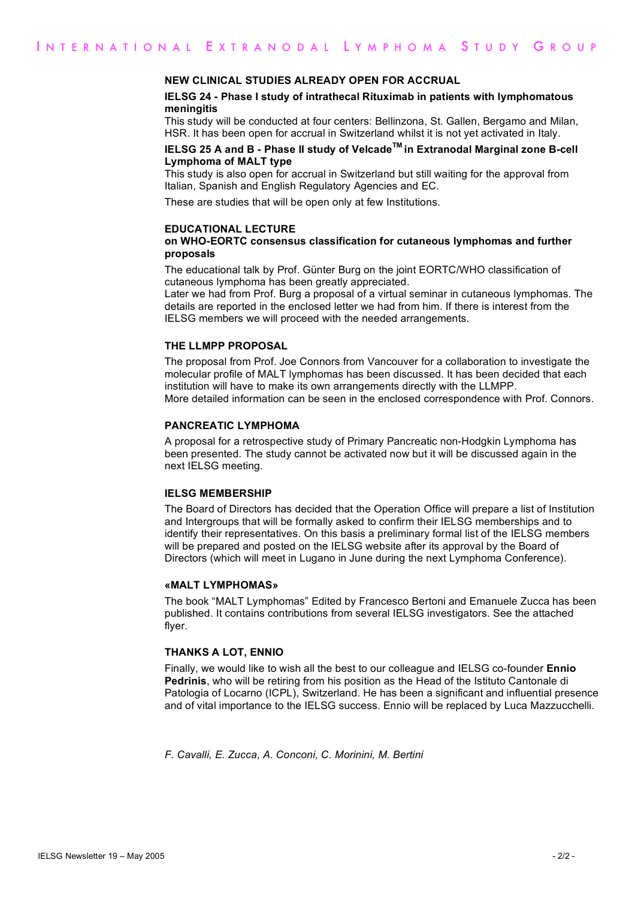## NEW CLINICAL STUDIES ALREADY OPEN FOR ACCRUAL

### IELSG 24 - Phase I study of intrathecal Rituximab in patients with lymphomatous meningitis

This study will be conducted at four centers: Bellinzona, St. Gallen, Bergamo and Milan, HSR. It has been open for accrual in Switzerland whilst it is not yet activated in Italy.

### IELSG 25 A and B - Phase II study of Velcade™ in Extranodal Marginal zone B-cell Lymphoma of MALT type

This study is also open for accrual in Switzerland but still waiting for the approval from Italian, Spanish and English Regulatory Agencies and EC.

These are studies that will be open only at few Institutions.

## EDUCATIONAL LECTURE

### on WHO-EORTC consensus classification for cutaneous lymphomas and further proposals

The educational talk by Prof. Günter Burg on the joint EORTC/WHO classification of cutaneous lymphoma has been greatly appreciated.
Later we had from Prof. Burg a proposal of a virtual seminar in cutaneous lymphomas. The details are reported in the enclosed letter we had from him. If there is interest from the IELSG members we will proceed with the needed arrangements.

## THE LLMPP PROPOSAL

The proposal from Prof. Joe Connors from Vancouver for a collaboration to investigate the molecular profile of MALT lymphomas has been discussed. It has been decided that each institution will have to make its own arrangements directly with the LLMPP.
More detailed information can be seen in the enclosed correspondence with Prof. Connors.

## PANCREATIC LYMPHOMA

A proposal for a retrospective study of Primary Pancreatic non-Hodgkin Lymphoma has been presented. The study cannot be activated now but it will be discussed again in the next IELSG meeting.

## IELSG MEMBERSHIP

The Board of Directors has decided that the Operation Office will prepare a list of Institution and Intergroups that will be formally asked to confirm their IELSG memberships and to identify their representatives. On this basis a preliminary formal list of the IELSG members will be prepared and posted on the IELSG website after its approval by the Board of Directors (which will meet in Lugano in June during the next Lymphoma Conference).

## «MALT LYMPHOMAS»

The book "MALT Lymphomas" Edited by Francesco Bertoni and Emanuele Zucca has been published. It contains contributions from several IELSG investigators. See the attached flyer.

## THANKS A LOT, ENNIO

Finally, we would like to wish all the best to our colleague and IELSG co-founder **Ennio Pedrinis**, who will be retiring from his position as the Head of the Istituto Cantonale di Patologia of Locarno (ICPL), Switzerland. He has been a significant and influential presence and of vital importance to the IELSG success. Ennio will be replaced by Luca Mazzucchelli.

*F. Cavalli, E. Zucca, A. Conconi, C. Morinini, M. Bertini*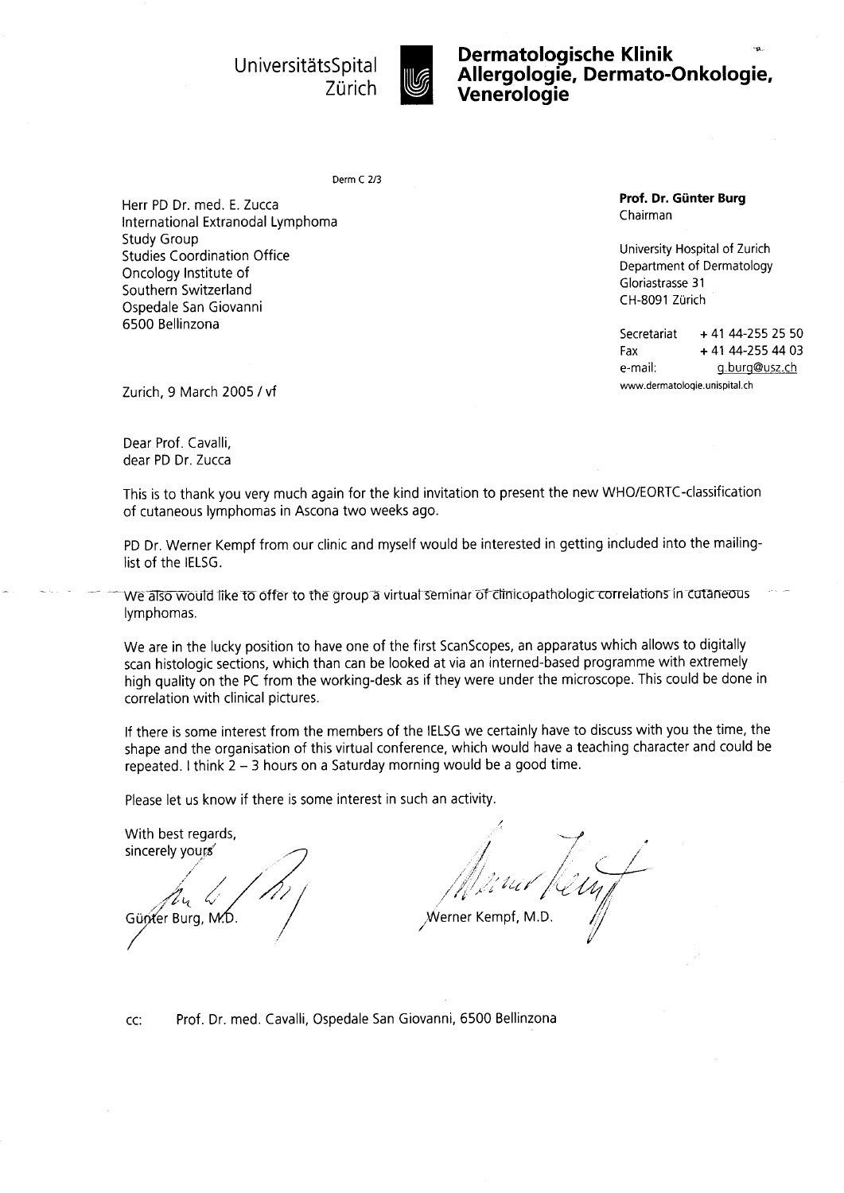UniversitätsSpital Zürich

**Dermatologische Klinik**
**Allergologie, Dermato-Onkologie, Venerologie**

Derm C 2/3

Herr PD Dr. med. E. Zucca
International Extranodal Lymphoma
Study Group
Studies Coordination Office
Oncology Institute of
Southern Switzerland
Ospedale San Giovanni
6500 Bellinzona

**Prof. Dr. Günter Burg**
Chairman

University Hospital of Zurich
Department of Dermatology
Gloriastrasse 31
CH-8091 Zürich

Secretariat + 41 44-255 25 50
Fax + 41 44-255 44 03
e-mail: g.burg@usz.ch
www.dermatologie.unispital.ch

Zurich, 9 March 2005 / vf

Dear Prof. Cavalli,
dear PD Dr. Zucca

This is to thank you very much again for the kind invitation to present the new WHO/EORTC-classification of cutaneous lymphomas in Ascona two weeks ago.

PD Dr. Werner Kempf from our clinic and myself would be interested in getting included into the mailing-list of the IELSG.

We also would like to offer to the group a virtual seminar of clinicopathologic correlations in cutaneous lymphomas.

We are in the lucky position to have one of the first ScanScopes, an apparatus which allows to digitally scan histologic sections, which than can be looked at via an interned-based programme with extremely high quality on the PC from the working-desk as if they were under the microscope. This could be done in correlation with clinical pictures.

If there is some interest from the members of the IELSG we certainly have to discuss with you the time, the shape and the organisation of this virtual conference, which would have a teaching character and could be repeated. I think 2 – 3 hours on a Saturday morning would be a good time.

Please let us know if there is some interest in such an activity.

With best regards,
sincerely yours

Günter Burg, M.D.

Werner Kempf, M.D.

cc: Prof. Dr. med. Cavalli, Ospedale San Giovanni, 6500 Bellinzona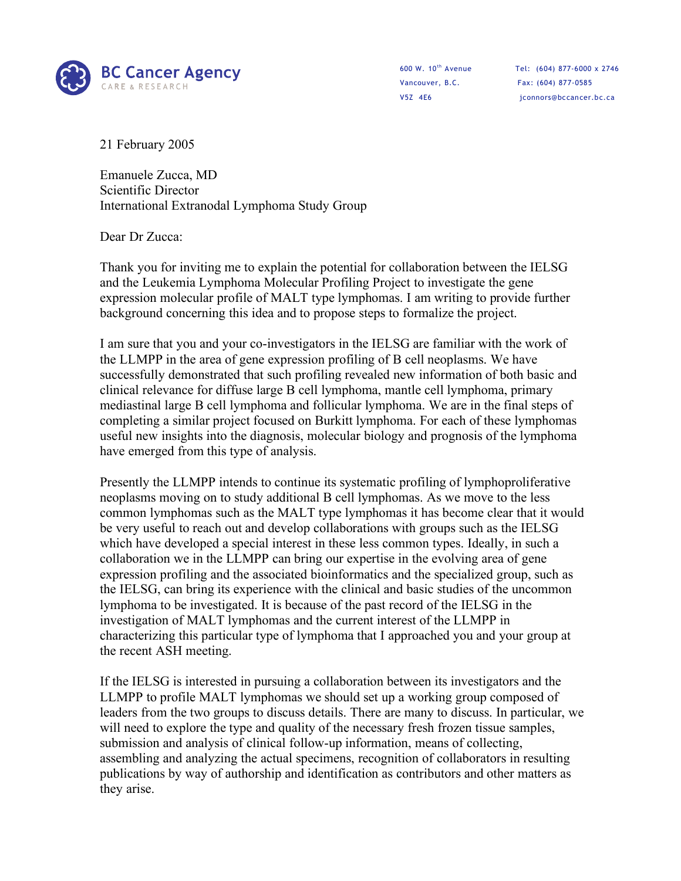BC Cancer Agency
CARE & RESEARCH

600 W. 10th Avenue
Vancouver, B.C.
V5Z 4E6

Tel: (604) 877-6000 x 2746
Fax: (604) 877-0585
jconnors@bccancer.bc.ca

21 February 2005

Emanuele Zucca, MD
Scientific Director
International Extranodal Lymphoma Study Group

Dear Dr Zucca:

Thank you for inviting me to explain the potential for collaboration between the IELSG and the Leukemia Lymphoma Molecular Profiling Project to investigate the gene expression molecular profile of MALT type lymphomas. I am writing to provide further background concerning this idea and to propose steps to formalize the project.

I am sure that you and your co-investigators in the IELSG are familiar with the work of the LLMPP in the area of gene expression profiling of B cell neoplasms. We have successfully demonstrated that such profiling revealed new information of both basic and clinical relevance for diffuse large B cell lymphoma, mantle cell lymphoma, primary mediastinal large B cell lymphoma and follicular lymphoma. We are in the final steps of completing a similar project focused on Burkitt lymphoma. For each of these lymphomas useful new insights into the diagnosis, molecular biology and prognosis of the lymphoma have emerged from this type of analysis.

Presently the LLMPP intends to continue its systematic profiling of lymphoproliferative neoplasms moving on to study additional B cell lymphomas. As we move to the less common lymphomas such as the MALT type lymphomas it has become clear that it would be very useful to reach out and develop collaborations with groups such as the IELSG which have developed a special interest in these less common types. Ideally, in such a collaboration we in the LLMPP can bring our expertise in the evolving area of gene expression profiling and the associated bioinformatics and the specialized group, such as the IELSG, can bring its experience with the clinical and basic studies of the uncommon lymphoma to be investigated. It is because of the past record of the IELSG in the investigation of MALT lymphomas and the current interest of the LLMPP in characterizing this particular type of lymphoma that I approached you and your group at the recent ASH meeting.

If the IELSG is interested in pursuing a collaboration between its investigators and the LLMPP to profile MALT lymphomas we should set up a working group composed of leaders from the two groups to discuss details. There are many to discuss. In particular, we will need to explore the type and quality of the necessary fresh frozen tissue samples, submission and analysis of clinical follow-up information, means of collecting, assembling and analyzing the actual specimens, recognition of collaborators in resulting publications by way of authorship and identification as contributors and other matters as they arise.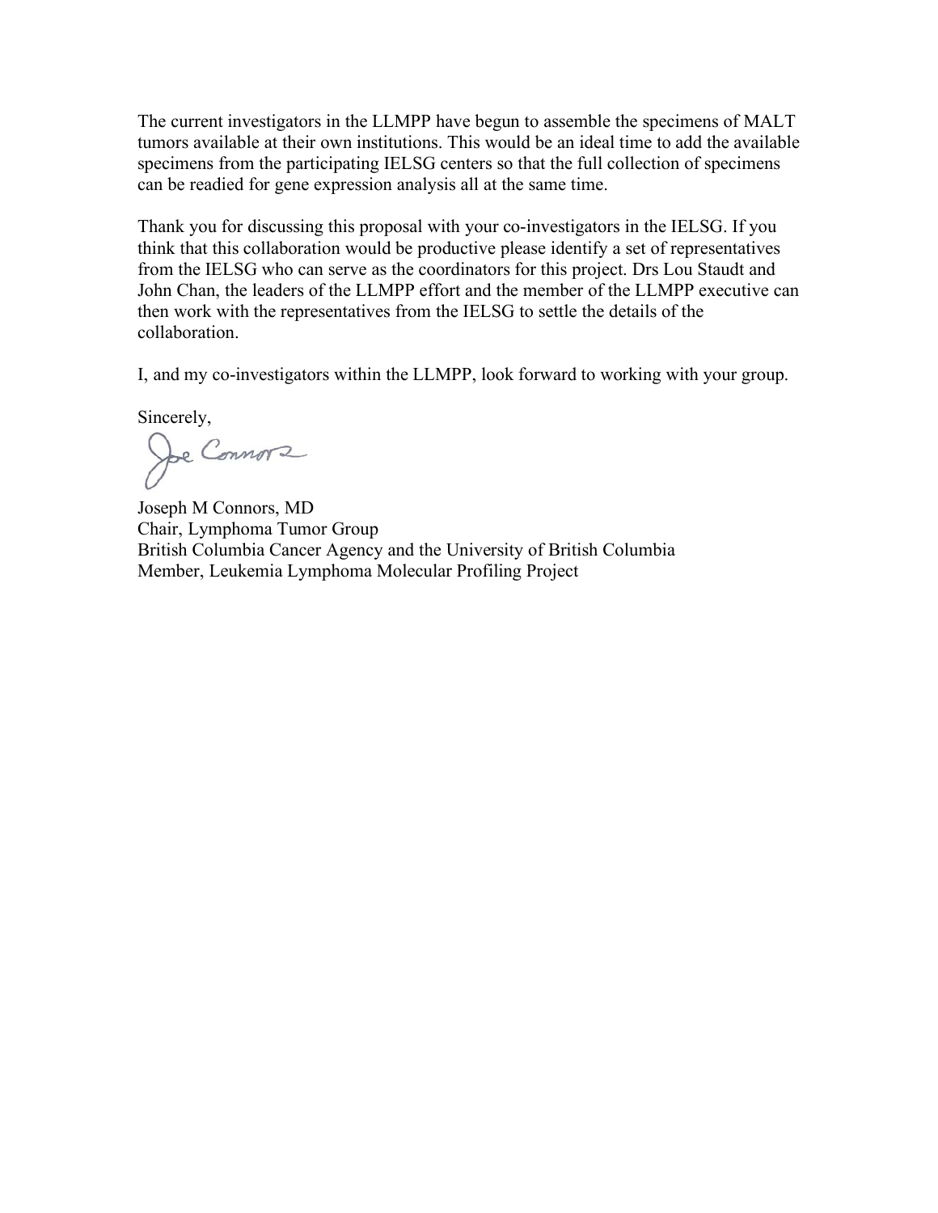The current investigators in the LLMPP have begun to assemble the specimens of MALT tumors available at their own institutions. This would be an ideal time to add the available specimens from the participating IELSG centers so that the full collection of specimens can be readied for gene expression analysis all at the same time.

Thank you for discussing this proposal with your co-investigators in the IELSG. If you think that this collaboration would be productive please identify a set of representatives from the IELSG who can serve as the coordinators for this project. Drs Lou Staudt and John Chan, the leaders of the LLMPP effort and the member of the LLMPP executive can then work with the representatives from the IELSG to settle the details of the collaboration.

I, and my co-investigators within the LLMPP, look forward to working with your group.

Sincerely,

Joe Connors

Joseph M Connors, MD
Chair, Lymphoma Tumor Group
British Columbia Cancer Agency and the University of British Columbia
Member, Leukemia Lymphoma Molecular Profiling Project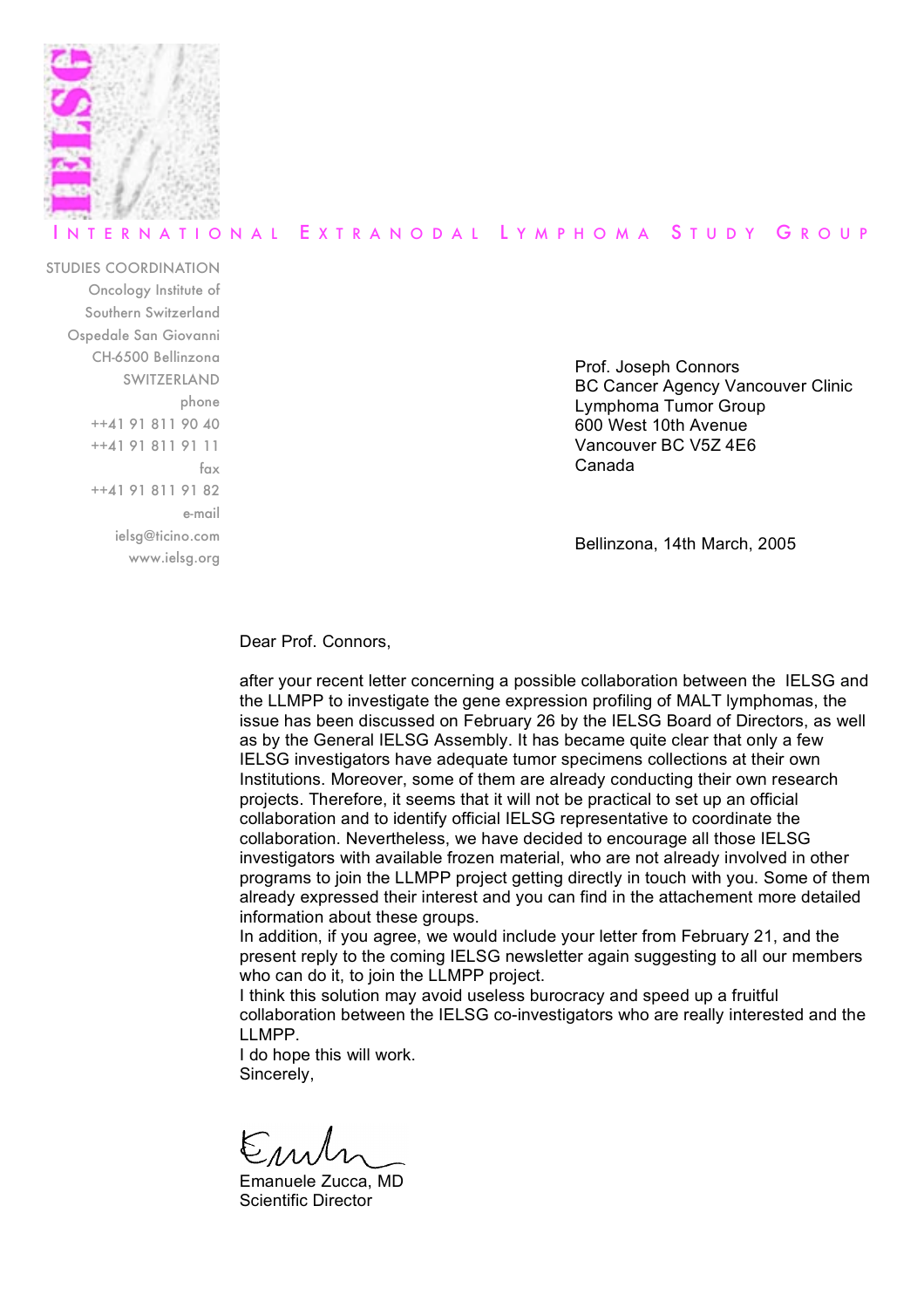IELSG

INTERNATIONAL EXTRANODAL LYMPHOMA STUDY GROUP

STUDIES COORDINATION
Oncology Institute of
Southern Switzerland
Ospedale San Giovanni
CH-6500 Bellinzona
SWITZERLAND
phone
++41 91 811 90 40
++41 91 811 91 11
fax
++41 91 811 91 82
e-mail
ielsg@ticino.com
www.ielsg.org

Prof. Joseph Connors
BC Cancer Agency Vancouver Clinic
Lymphoma Tumor Group
600 West 10th Avenue
Vancouver BC V5Z 4E6
Canada

Bellinzona, 14th March, 2005

Dear Prof. Connors,

after your recent letter concerning a possible collaboration between the IELSG and the LLMPP to investigate the gene expression profiling of MALT lymphomas, the issue has been discussed on February 26 by the IELSG Board of Directors, as well as by the General IELSG Assembly. It has became quite clear that only a few IELSG investigators have adequate tumor specimens collections at their own Institutions. Moreover, some of them are already conducting their own research projects. Therefore, it seems that it will not be practical to set up an official collaboration and to identify official IELSG representative to coordinate the collaboration. Nevertheless, we have decided to encourage all those IELSG investigators with available frozen material, who are not already involved in other programs to join the LLMPP project getting directly in touch with you. Some of them already expressed their interest and you can find in the attachement more detailed information about these groups.
In addition, if you agree, we would include your letter from February 21, and the present reply to the coming IELSG newsletter again suggesting to all our members who can do it, to join the LLMPP project.
I think this solution may avoid useless burocracy and speed up a fruitful collaboration between the IELSG co-investigators who are really interested and the LLMPP.
I do hope this will work.
Sincerely,

Emanuele Zucca, MD
Scientific Director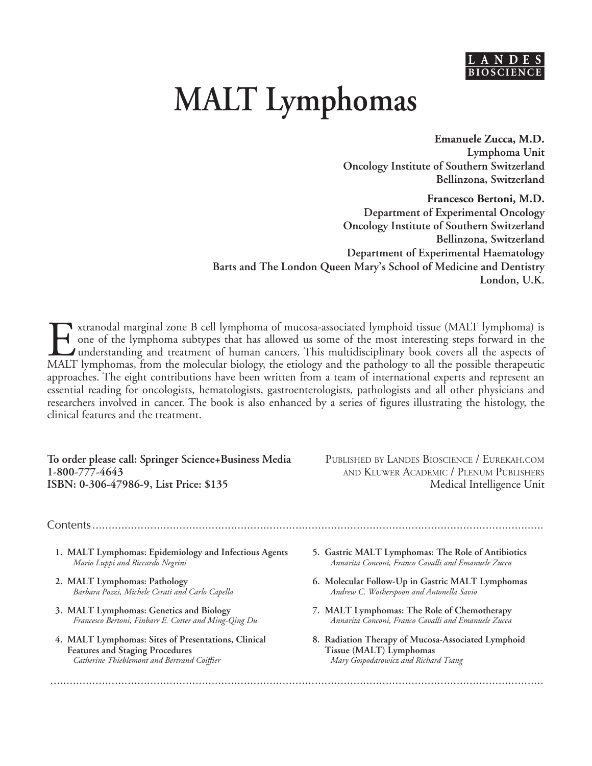LANDES
BIOSCIENCE

# MALT Lymphomas

**Emanuele Zucca, M.D.**
**Lymphoma Unit**
**Oncology Institute of Southern Switzerland**
**Bellinzona, Switzerland**

**Francesco Bertoni, M.D.**
**Department of Experimental Oncology**
**Oncology Institute of Southern Switzerland**
**Bellinzona, Switzerland**
**Department of Experimental Haematology**
**Barts and The London Queen Mary's School of Medicine and Dentistry**
**London, U.K.**

Extranodal marginal zone B cell lymphoma of mucosa-associated lymphoid tissue (MALT lymphoma) is one of the lymphoma subtypes that has allowed us some of the most interesting steps forward in the understanding and treatment of human cancers. This multidisciplinary book covers all the aspects of MALT lymphomas, from the molecular biology, the etiology and the pathology to all the possible therapeutic approaches. The eight contributions have been written from a team of international experts and represent an essential reading for oncologists, hematologists, gastroenterologists, pathologists and all other physicians and researchers involved in cancer. The book is also enhanced by a series of figures illustrating the histology, the clinical features and the treatment.

**To order please call: Springer Science+Business Media**
**1-800-777-4643**
**ISBN: 0-306-47986-9, List Price: $135**

PUBLISHED BY LANDES BIOSCIENCE / EUREKAH.COM
AND KLUWER ACADEMIC / PLENUM PUBLISHERS
Medical Intelligence Unit

## Contents

1. **MALT Lymphomas: Epidemiology and Infectious Agents**
   *Mario Luppi and Riccardo Negrini*
2. **MALT Lymphomas: Pathology**
   *Barbara Pozzi, Michele Cerati and Carlo Capella*
3. **MALT Lymphomas: Genetics and Biology**
   *Francesco Bertoni, Finbarr E. Cotter and Ming-Qing Du*
4. **MALT Lymphomas: Sites of Presentations, Clinical Features and Staging Procedures**
   *Catherine Thieblemont and Bertrand Coiffier*
5. **Gastric MALT Lymphomas: The Role of Antibiotics**
   *Annarita Conconi, Franco Cavalli and Emanuele Zucca*
6. **Molecular Follow-Up in Gastric MALT Lymphomas**
   *Andrew C. Wotherspoon and Antonella Savio*
7. **MALT Lymphomas: The Role of Chemotherapy**
   *Annarita Conconi, Franco Cavalli and Emanuele Zucca*
8. **Radiation Therapy of Mucosa-Associated Lymphoid Tissue (MALT) Lymphomas**
   *Mary Gospodarowicz and Richard Tsang*